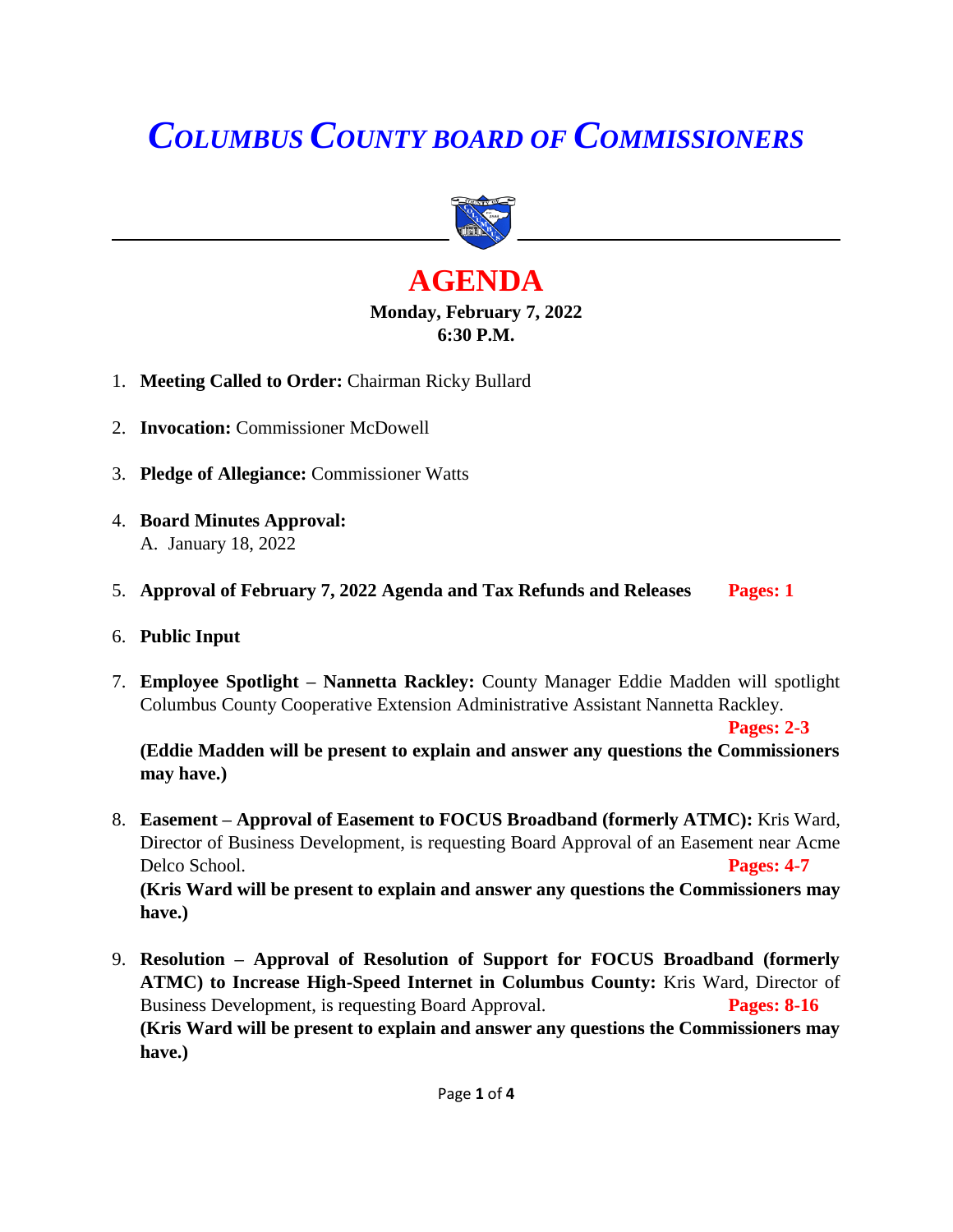# *COLUMBUS COUNTY BOARD OF COMMISSIONERS*

## AGENDA

**Monday, February 7, 2022**
**6:30 P.M.**

1. **Meeting Called to Order:** Chairman Ricky Bullard

2. **Invocation:** Commissioner McDowell

3. **Pledge of Allegiance:** Commissioner Watts

4. **Board Minutes Approval:**
   A. January 18, 2022

5. **Approval of February 7, 2022 Agenda and Tax Refunds and Releases** **Pages: 1**

6. **Public Input**

7. **Employee Spotlight – Nannetta Rackley:** County Manager Eddie Madden will spotlight Columbus County Cooperative Extension Administrative Assistant Nannetta Rackley. **Pages: 2-3**
   **(Eddie Madden will be present to explain and answer any questions the Commissioners may have.)**

8. **Easement – Approval of Easement to FOCUS Broadband (formerly ATMC):** Kris Ward, Director of Business Development, is requesting Board Approval of an Easement near Acme Delco School. **Pages: 4-7**
   **(Kris Ward will be present to explain and answer any questions the Commissioners may have.)**

9. **Resolution – Approval of Resolution of Support for FOCUS Broadband (formerly ATMC) to Increase High-Speed Internet in Columbus County:** Kris Ward, Director of Business Development, is requesting Board Approval. **Pages: 8-16**
   **(Kris Ward will be present to explain and answer any questions the Commissioners may have.)**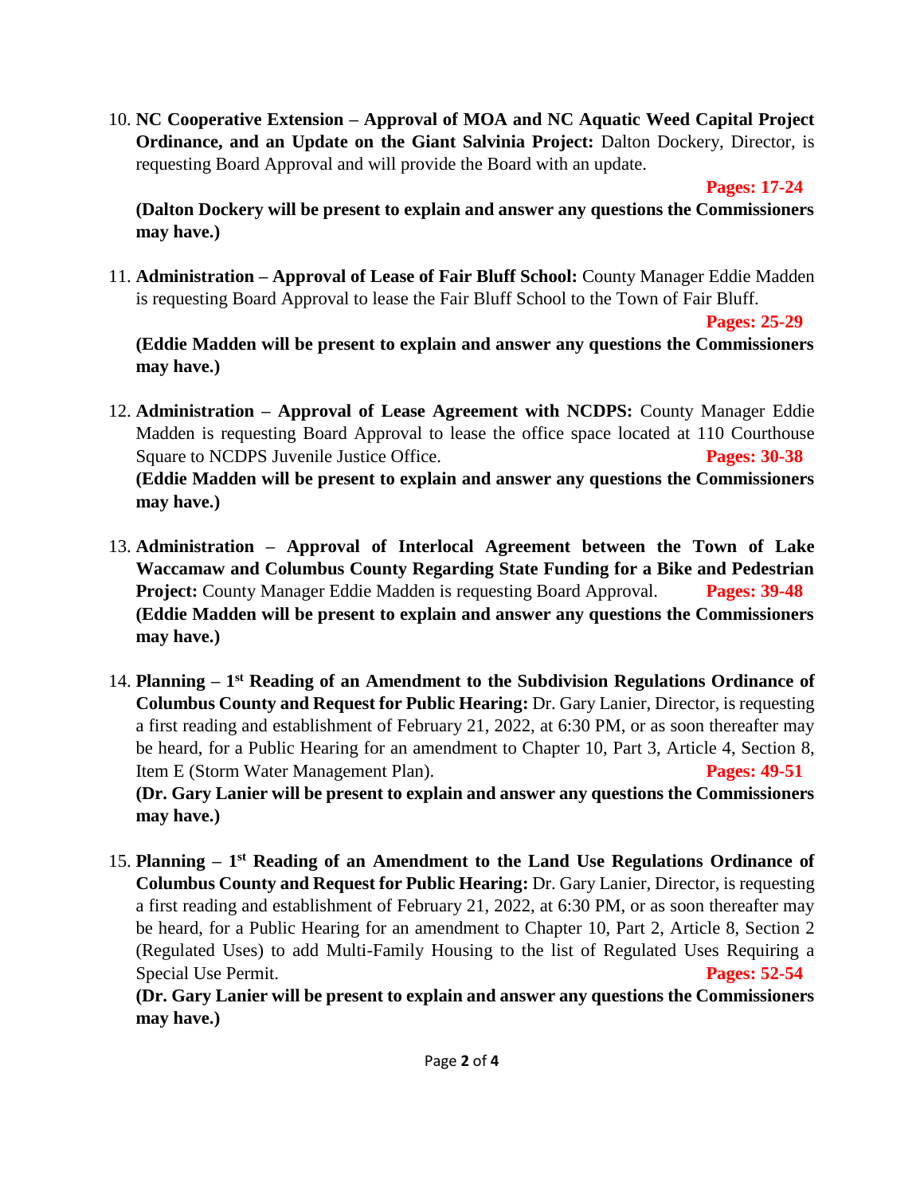10. **NC Cooperative Extension – Approval of MOA and NC Aquatic Weed Capital Project Ordinance, and an Update on the Giant Salvinia Project:** Dalton Dockery, Director, is requesting Board Approval and will provide the Board with an update.

    **Pages: 17-24**

    **(Dalton Dockery will be present to explain and answer any questions the Commissioners may have.)**

11. **Administration – Approval of Lease of Fair Bluff School:** County Manager Eddie Madden is requesting Board Approval to lease the Fair Bluff School to the Town of Fair Bluff.

    **Pages: 25-29**

    **(Eddie Madden will be present to explain and answer any questions the Commissioners may have.)**

12. **Administration – Approval of Lease Agreement with NCDPS:** County Manager Eddie Madden is requesting Board Approval to lease the office space located at 110 Courthouse Square to NCDPS Juvenile Justice Office. **Pages: 30-38**

    **(Eddie Madden will be present to explain and answer any questions the Commissioners may have.)**

13. **Administration – Approval of Interlocal Agreement between the Town of Lake Waccamaw and Columbus County Regarding State Funding for a Bike and Pedestrian Project:** County Manager Eddie Madden is requesting Board Approval. **Pages: 39-48**

    **(Eddie Madden will be present to explain and answer any questions the Commissioners may have.)**

14. **Planning – 1st Reading of an Amendment to the Subdivision Regulations Ordinance of Columbus County and Request for Public Hearing:** Dr. Gary Lanier, Director, is requesting a first reading and establishment of February 21, 2022, at 6:30 PM, or as soon thereafter may be heard, for a Public Hearing for an amendment to Chapter 10, Part 3, Article 4, Section 8, Item E (Storm Water Management Plan). **Pages: 49-51**

    **(Dr. Gary Lanier will be present to explain and answer any questions the Commissioners may have.)**

15. **Planning – 1st Reading of an Amendment to the Land Use Regulations Ordinance of Columbus County and Request for Public Hearing:** Dr. Gary Lanier, Director, is requesting a first reading and establishment of February 21, 2022, at 6:30 PM, or as soon thereafter may be heard, for a Public Hearing for an amendment to Chapter 10, Part 2, Article 8, Section 2 (Regulated Uses) to add Multi-Family Housing to the list of Regulated Uses Requiring a Special Use Permit. **Pages: 52-54**

    **(Dr. Gary Lanier will be present to explain and answer any questions the Commissioners may have.)**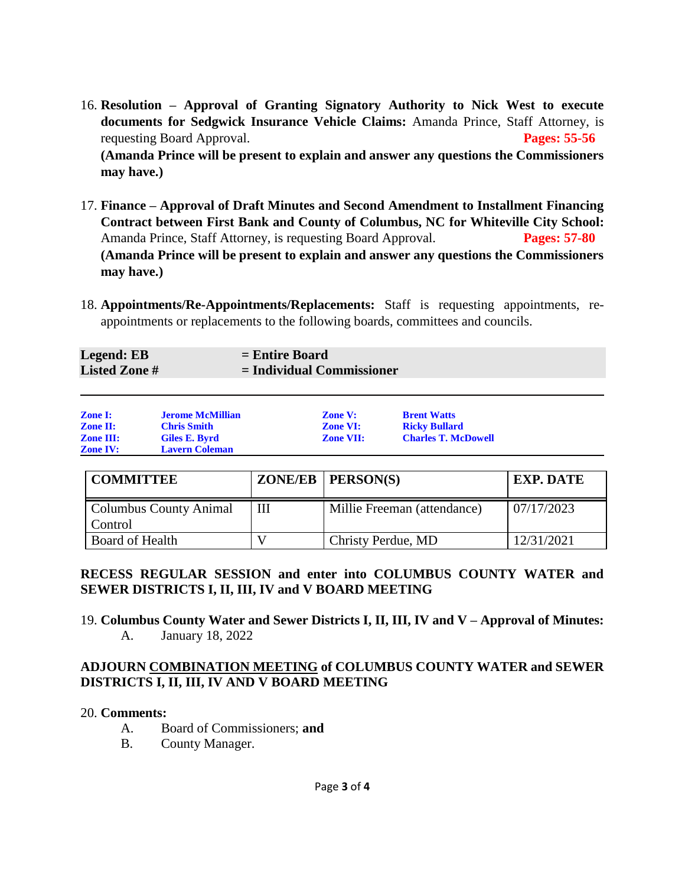16. **Resolution – Approval of Granting Signatory Authority to Nick West to execute documents for Sedgwick Insurance Vehicle Claims:** Amanda Prince, Staff Attorney, is requesting Board Approval. **Pages: 55-56**
**(Amanda Prince will be present to explain and answer any questions the Commissioners may have.)**

17. **Finance – Approval of Draft Minutes and Second Amendment to Installment Financing Contract between First Bank and County of Columbus, NC for Whiteville City School:** Amanda Prince, Staff Attorney, is requesting Board Approval. **Pages: 57-80**
**(Amanda Prince will be present to explain and answer any questions the Commissioners may have.)**

18. **Appointments/Re-Appointments/Replacements:** Staff is requesting appointments, re-appointments or replacements to the following boards, committees and councils.

| | |
|---|---|
| **Legend: EB** | **= Entire Board** |
| **Listed Zone #** | **= Individual Commissioner** |

| | | | |
|---|---|---|---|
| **Zone I:** | **Jerome McMillian** | **Zone V:** | **Brent Watts** |
| **Zone II:** | **Chris Smith** | **Zone VI:** | **Ricky Bullard** |
| **Zone III:** | **Giles E. Byrd** | **Zone VII:** | **Charles T. McDowell** |
| **Zone IV:** | **Lavern Coleman** | | |

| COMMITTEE | ZONE/EB | PERSON(S) | EXP. DATE |
|---|---|---|---|
| Columbus County Animal Control | III | Millie Freeman (attendance) | 07/17/2023 |
| Board of Health | V | Christy Perdue, MD | 12/31/2021 |

**RECESS REGULAR SESSION and enter into COLUMBUS COUNTY WATER and SEWER DISTRICTS I, II, III, IV and V BOARD MEETING**

19. **Columbus County Water and Sewer Districts I, II, III, IV and V – Approval of Minutes:**
    A. January 18, 2022

**ADJOURN COMBINATION MEETING of COLUMBUS COUNTY WATER and SEWER DISTRICTS I, II, III, IV AND V BOARD MEETING**

20. **Comments:**
    A. Board of Commissioners; **and**
    B. County Manager.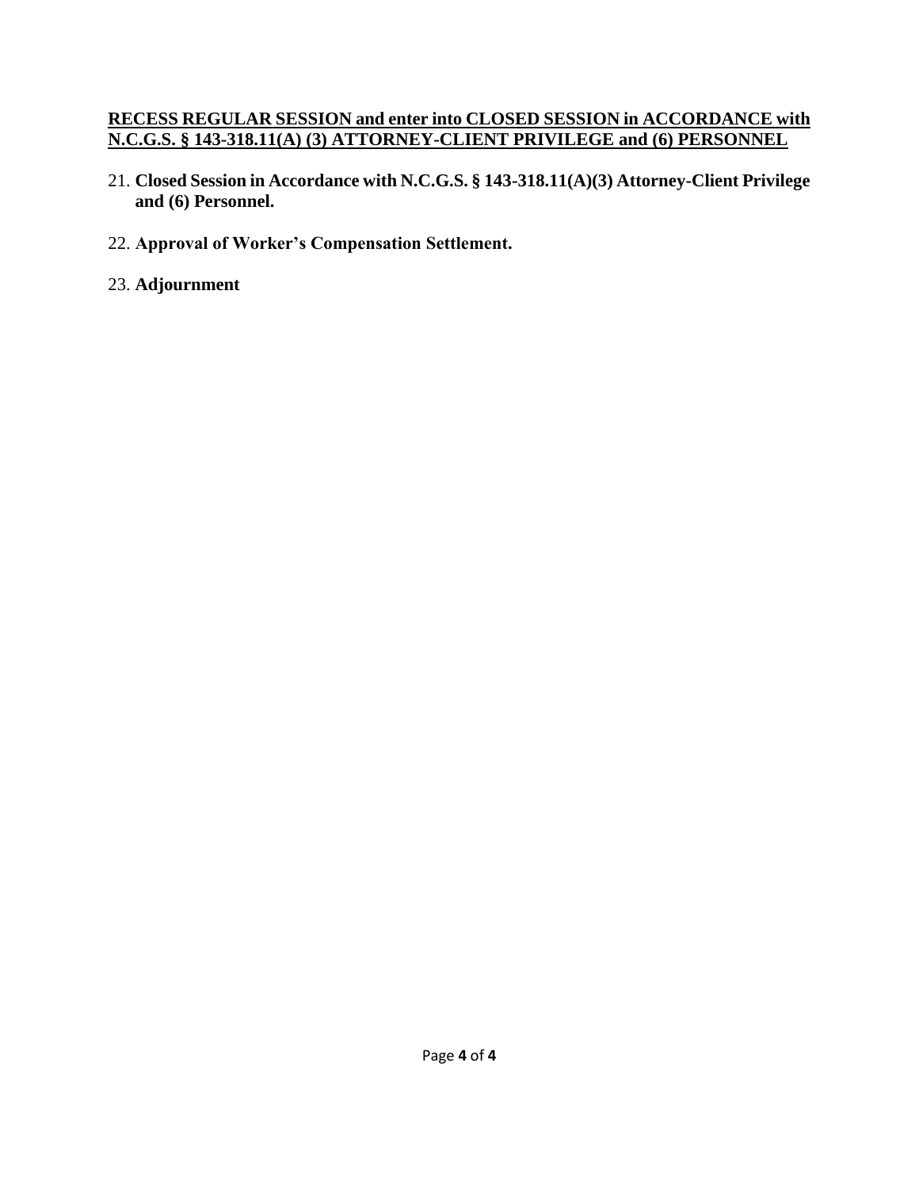**RECESS REGULAR SESSION and enter into CLOSED SESSION in ACCORDANCE with N.C.G.S. § 143-318.11(A) (3) ATTORNEY-CLIENT PRIVILEGE and (6) PERSONNEL**

21. **Closed Session in Accordance with N.C.G.S. § 143-318.11(A)(3) Attorney-Client Privilege and (6) Personnel.**

22. **Approval of Worker's Compensation Settlement.**

23. **Adjournment**